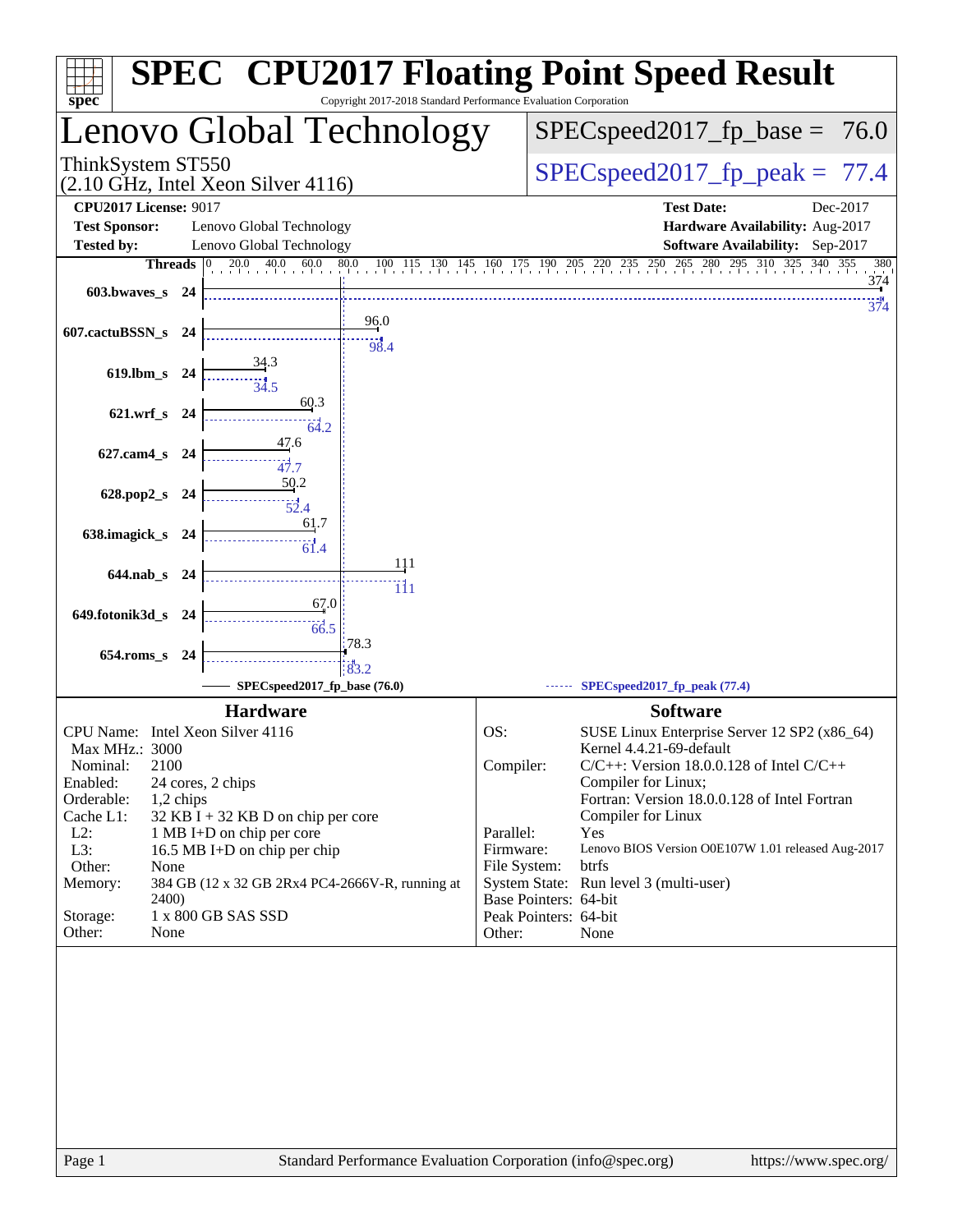# SPEC CPU2017 Floating Point Speed Result

Copyright 2017-2018 Standard Performance Evaluation Corporation

## Lenovo Global Technology

ThinkSystem ST550
(2.10 GHz, Intel Xeon Silver 4116)

SPECspeed2017_fp_base = 76.0

SPECspeed2017_fp_peak = 77.4

| | | | |
|---|---|---|---|
| **CPU2017 License:** | 9017 | **Test Date:** | Dec-2017 |
| **Test Sponsor:** | Lenovo Global Technology | **Hardware Availability:** | Aug-2017 |
| **Tested by:** | Lenovo Global Technology | **Software Availability:** | Sep-2017 |

| Benchmark | Threads | Base | Peak |
|---|---|---|---|
| 603.bwaves_s | 24 | 374 | 374 |
| 607.cactuBSSN_s | 24 | 96.0 | 98.4 |
| 619.lbm_s | 24 | 34.3 | 34.5 |
| 621.wrf_s | 24 | 60.3 | 64.2 |
| 627.cam4_s | 24 | 47.6 | 47.7 |
| 628.pop2_s | 24 | 50.2 | 52.4 |
| 638.imagick_s | 24 | 61.7 | 61.4 |
| 644.nab_s | 24 | 111 | 111 |
| 649.fotonik3d_s | 24 | 67.0 | 66.5 |
| 654.roms_s | 24 | 78.3 | 83.2 |

SPECspeed2017_fp_base (76.0) — SPECspeed2017_fp_peak (77.4)

### Hardware

| | |
|---|---|
| CPU Name: | Intel Xeon Silver 4116 |
| Max MHz.: | 3000 |
| Nominal: | 2100 |
| Enabled: | 24 cores, 2 chips |
| Orderable: | 1,2 chips |
| Cache L1: | 32 KB I + 32 KB D on chip per core |
| L2: | 1 MB I+D on chip per core |
| L3: | 16.5 MB I+D on chip per chip |
| Other: | None |
| Memory: | 384 GB (12 x 32 GB 2Rx4 PC4-2666V-R, running at 2400) |
| Storage: | 1 x 800 GB SAS SSD |
| Other: | None |

### Software

| | |
|---|---|
| OS: | SUSE Linux Enterprise Server 12 SP2 (x86_64) Kernel 4.4.21-69-default |
| Compiler: | C/C++: Version 18.0.0.128 of Intel C/C++ Compiler for Linux; Fortran: Version 18.0.0.128 of Intel Fortran Compiler for Linux |
| Parallel: | Yes |
| Firmware: | Lenovo BIOS Version O0E107W 1.01 released Aug-2017 |
| File System: | btrfs |
| System State: | Run level 3 (multi-user) |
| Base Pointers: | 64-bit |
| Peak Pointers: | 64-bit |
| Other: | None |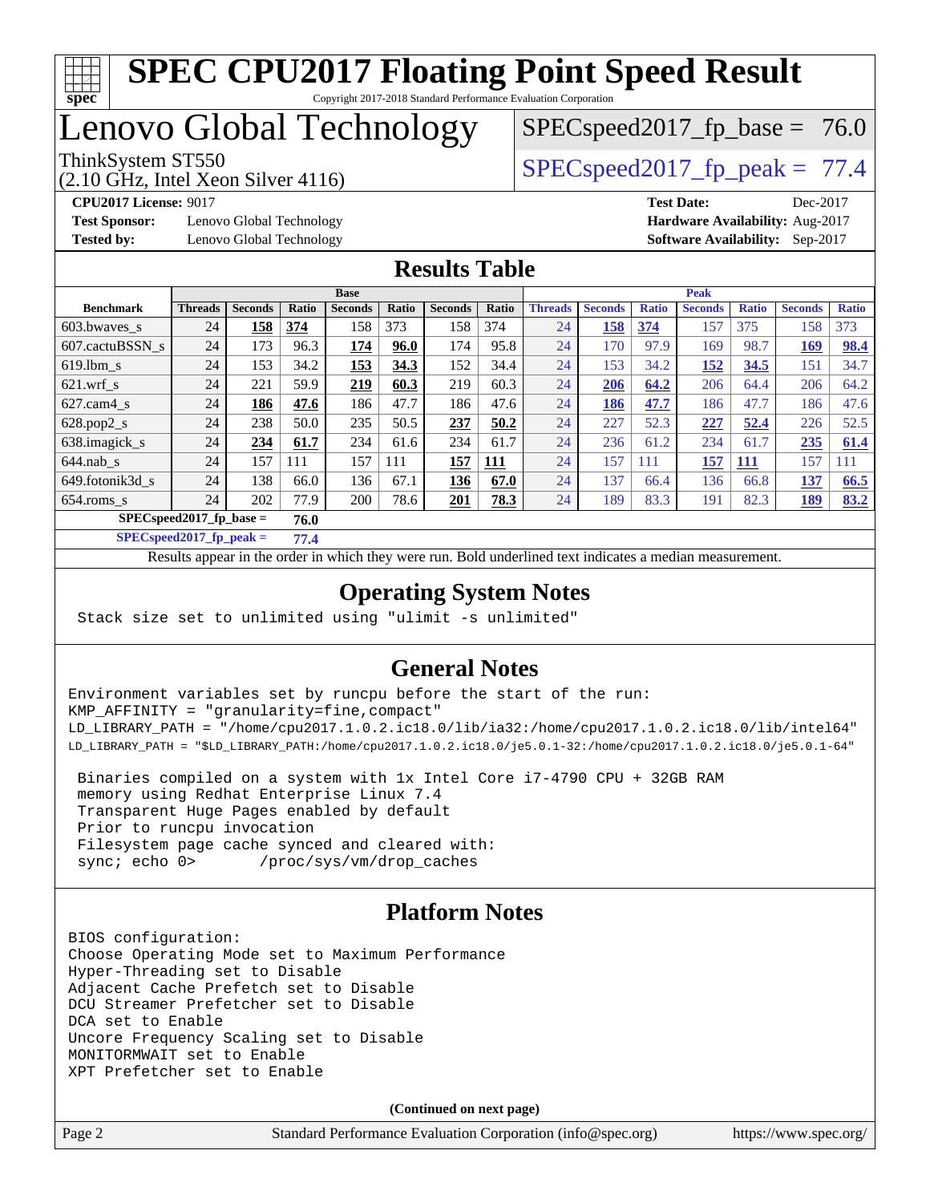# SPEC CPU2017 Floating Point Speed Result

Copyright 2017-2018 Standard Performance Evaluation Corporation

# Lenovo Global Technology

ThinkSystem ST550
(2.10 GHz, Intel Xeon Silver 4116)

SPECspeed2017_fp_base = 76.0

SPECspeed2017_fp_peak = 77.4

**CPU2017 License:** 9017
**Test Sponsor:** Lenovo Global Technology
**Tested by:** Lenovo Global Technology

**Test Date:** Dec-2017
**Hardware Availability:** Aug-2017
**Software Availability:** Sep-2017

## Results Table

| | Base | | | | | | | Peak | | | | | | |
|---|---|---|---|---|---|---|---|---|---|---|---|---|---|---|
| **Benchmark** | **Threads** | **Seconds** | **Ratio** | **Seconds** | **Ratio** | **Seconds** | **Ratio** | **Threads** | **Seconds** | **Ratio** | **Seconds** | **Ratio** | **Seconds** | **Ratio** |
| 603.bwaves_s | 24 | **158** | **374** | 158 | 373 | 158 | 374 | 24 | **158** | **374** | 157 | 375 | 158 | 373 |
| 607.cactuBSSN_s | 24 | 173 | 96.3 | **174** | **96.0** | 174 | 95.8 | 24 | 170 | 97.9 | 169 | 98.7 | **169** | **98.4** |
| 619.lbm_s | 24 | 153 | 34.2 | **153** | **34.3** | 152 | 34.4 | 24 | 153 | 34.2 | **152** | **34.5** | 151 | 34.7 |
| 621.wrf_s | 24 | 221 | 59.9 | **219** | **60.3** | 219 | 60.3 | 24 | **206** | **64.2** | 206 | 64.4 | 206 | 64.2 |
| 627.cam4_s | 24 | **186** | **47.6** | 186 | 47.7 | 186 | 47.6 | 24 | **186** | **47.7** | 186 | 47.7 | 186 | 47.6 |
| 628.pop2_s | 24 | 238 | 50.0 | 235 | 50.5 | **237** | **50.2** | 24 | 227 | 52.3 | **227** | **52.4** | 226 | 52.5 |
| 638.imagick_s | 24 | **234** | **61.7** | 234 | 61.6 | 234 | 61.7 | 24 | 236 | 61.2 | 234 | 61.7 | **235** | **61.4** |
| 644.nab_s | 24 | 157 | 111 | 157 | 111 | **157** | **111** | 24 | 157 | 111 | **157** | **111** | 157 | 111 |
| 649.fotonik3d_s | 24 | 138 | 66.0 | 136 | 67.1 | **136** | **67.0** | 24 | 137 | 66.4 | 136 | 66.8 | **137** | **66.5** |
| 654.roms_s | 24 | 202 | 77.9 | 200 | 78.6 | **201** | **78.3** | 24 | 189 | 83.3 | 191 | 82.3 | **189** | **83.2** |

**SPECspeed2017_fp_base = 76.0**

**SPECspeed2017_fp_peak = 77.4**

Results appear in the order in which they were run. Bold underlined text indicates a median measurement.

## Operating System Notes

```
Stack size set to unlimited using "ulimit -s unlimited"
```

## General Notes

```
Environment variables set by runcpu before the start of the run:
KMP_AFFINITY = "granularity=fine,compact"
LD_LIBRARY_PATH = "/home/cpu2017.1.0.2.ic18.0/lib/ia32:/home/cpu2017.1.0.2.ic18.0/lib/intel64"
LD_LIBRARY_PATH = "$LD_LIBRARY_PATH:/home/cpu2017.1.0.2.ic18.0/je5.0.1-32:/home/cpu2017.1.0.2.ic18.0/je5.0.1-64"

 Binaries compiled on a system with 1x Intel Core i7-4790 CPU + 32GB RAM
 memory using Redhat Enterprise Linux 7.4
 Transparent Huge Pages enabled by default
 Prior to runcpu invocation
 Filesystem page cache synced and cleared with:
 sync; echo 0>       /proc/sys/vm/drop_caches
```

## Platform Notes

```
BIOS configuration:
Choose Operating Mode set to Maximum Performance
Hyper-Threading set to Disable
Adjacent Cache Prefetch set to Disable
DCU Streamer Prefetcher set to Disable
DCA set to Enable
Uncore Frequency Scaling set to Disable
MONITORMWAIT set to Enable
XPT Prefetcher set to Enable
```

**(Continued on next page)**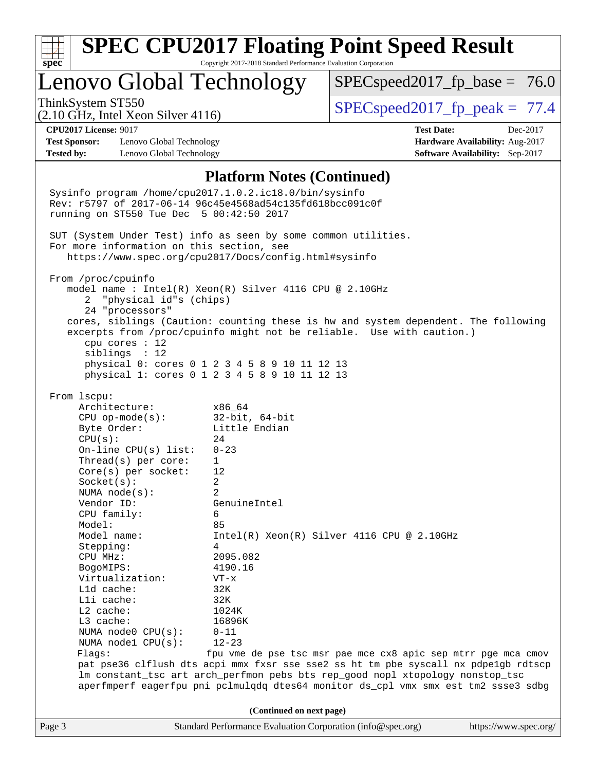## Platform Notes (Continued)

```
Sysinfo program /home/cpu2017.1.0.2.ic18.0/bin/sysinfo
Rev: r5797 of 2017-06-14 96c45e4568ad54c135fd618bcc091c0f
running on ST550 Tue Dec  5 00:42:50 2017

SUT (System Under Test) info as seen by some common utilities.
For more information on this section, see
   https://www.spec.org/cpu2017/Docs/config.html#sysinfo

From /proc/cpuinfo
   model name : Intel(R) Xeon(R) Silver 4116 CPU @ 2.10GHz
      2  "physical id"s (chips)
      24 "processors"
   cores, siblings (Caution: counting these is hw and system dependent. The following
   excerpts from /proc/cpuinfo might not be reliable.  Use with caution.)
      cpu cores : 12
      siblings  : 12
      physical 0: cores 0 1 2 3 4 5 8 9 10 11 12 13
      physical 1: cores 0 1 2 3 4 5 8 9 10 11 12 13

From lscpu:
     Architecture:          x86_64
     CPU op-mode(s):        32-bit, 64-bit
     Byte Order:            Little Endian
     CPU(s):                24
     On-line CPU(s) list:   0-23
     Thread(s) per core:    1
     Core(s) per socket:    12
     Socket(s):             2
     NUMA node(s):          2
     Vendor ID:             GenuineIntel
     CPU family:            6
     Model:                 85
     Model name:            Intel(R) Xeon(R) Silver 4116 CPU @ 2.10GHz
     Stepping:              4
     CPU MHz:               2095.082
     BogoMIPS:              4190.16
     Virtualization:        VT-x
     L1d cache:             32K
     L1i cache:             32K
     L2 cache:              1024K
     L3 cache:              16896K
     NUMA node0 CPU(s):     0-11
     NUMA node1 CPU(s):     12-23
     Flags:                 fpu vme de pse tsc msr pae mce cx8 apic sep mtrr pge mca cmov
     pat pse36 clflush dts acpi mmx fxsr sse sse2 ss ht tm pbe syscall nx pdpe1gb rdtscp
     lm constant_tsc art arch_perfmon pebs bts rep_good nopl xtopology nonstop_tsc
     aperfmperf eagerfpu pni pclmulqdq dtes64 monitor ds_cpl vmx smx est tm2 ssse3 sdbg
```

(Continued on next page)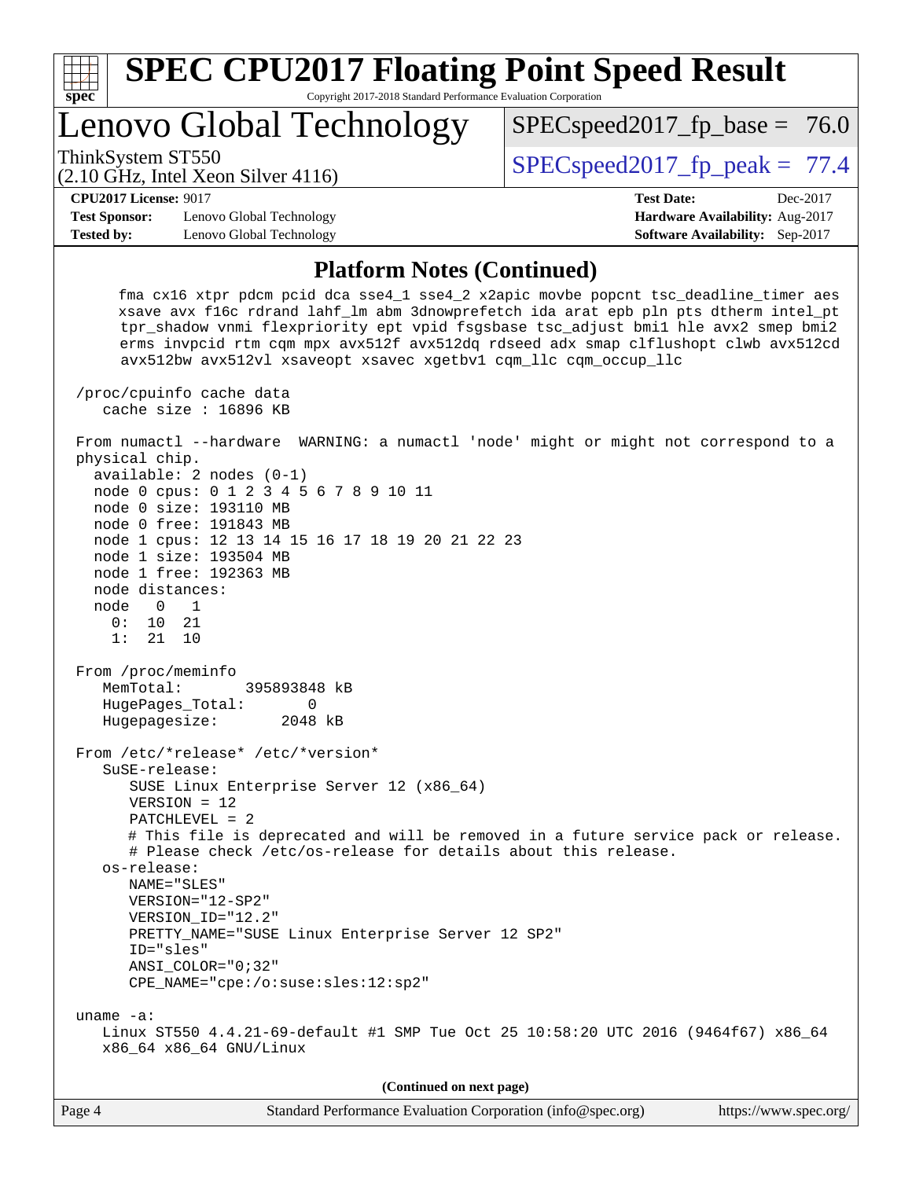## Platform Notes (Continued)

```
     fma cx16 xtpr pdcm pcid dca sse4_1 sse4_2 x2apic movbe popcnt tsc_deadline_timer aes
     xsave avx f16c rdrand lahf_lm abm 3dnowprefetch ida arat epb pln pts dtherm intel_pt
     tpr_shadow vnmi flexpriority ept vpid fsgsbase tsc_adjust bmi1 hle avx2 smep bmi2
     erms invpcid rtm cqm mpx avx512f avx512dq rdseed adx smap clflushopt clwb avx512cd
     avx512bw avx512vl xsaveopt xsavec xgetbv1 cqm_llc cqm_occup_llc

 /proc/cpuinfo cache data
    cache size : 16896 KB

 From numactl --hardware  WARNING: a numactl 'node' might or might not correspond to a
 physical chip.
   available: 2 nodes (0-1)
   node 0 cpus: 0 1 2 3 4 5 6 7 8 9 10 11
   node 0 size: 193110 MB
   node 0 free: 191843 MB
   node 1 cpus: 12 13 14 15 16 17 18 19 20 21 22 23
   node 1 size: 193504 MB
   node 1 free: 192363 MB
   node distances:
   node   0   1
     0:  10  21
     1:  21  10

 From /proc/meminfo
    MemTotal:       395893848 kB
    HugePages_Total:       0
    Hugepagesize:       2048 kB

 From /etc/*release* /etc/*version*
    SuSE-release:
       SUSE Linux Enterprise Server 12 (x86_64)
       VERSION = 12
       PATCHLEVEL = 2
       # This file is deprecated and will be removed in a future service pack or release.
       # Please check /etc/os-release for details about this release.
    os-release:
       NAME="SLES"
       VERSION="12-SP2"
       VERSION_ID="12.2"
       PRETTY_NAME="SUSE Linux Enterprise Server 12 SP2"
       ID="sles"
       ANSI_COLOR="0;32"
       CPE_NAME="cpe:/o:suse:sles:12:sp2"

 uname -a:
    Linux ST550 4.4.21-69-default #1 SMP Tue Oct 25 10:58:20 UTC 2016 (9464f67) x86_64
    x86_64 x86_64 GNU/Linux
```

**(Continued on next page)**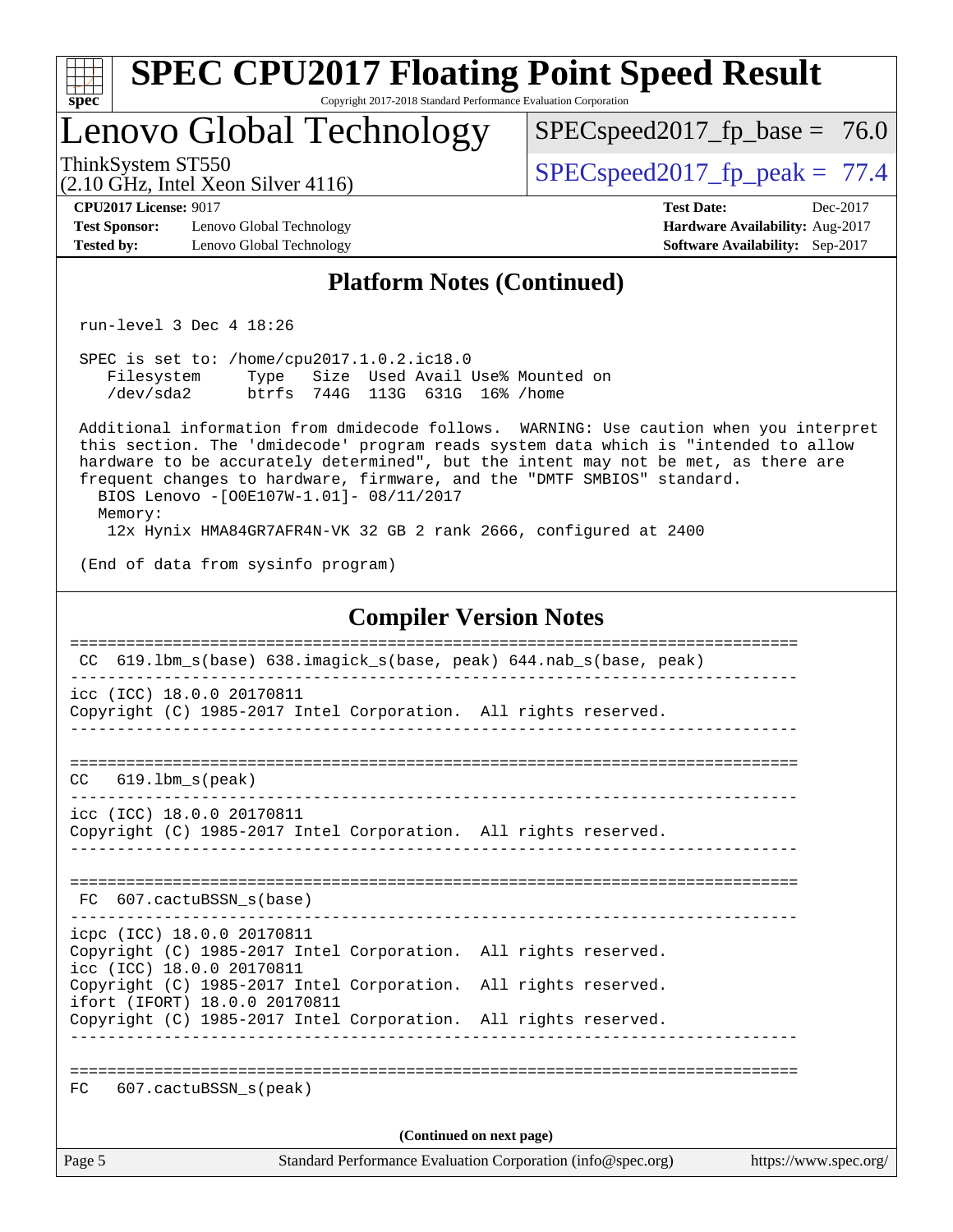## Platform Notes (Continued)

```
 run-level 3 Dec 4 18:26

 SPEC is set to: /home/cpu2017.1.0.2.ic18.0
    Filesystem     Type   Size  Used Avail Use% Mounted on
    /dev/sda2      btrfs  744G  113G  631G  16% /home

 Additional information from dmidecode follows.  WARNING: Use caution when you interpret
 this section. The 'dmidecode' program reads system data which is "intended to allow
 hardware to be accurately determined", but the intent may not be met, as there are
 frequent changes to hardware, firmware, and the "DMTF SMBIOS" standard.
   BIOS Lenovo -[O0E107W-1.01]- 08/11/2017
   Memory:
    12x Hynix HMA84GR7AFR4N-VK 32 GB 2 rank 2666, configured at 2400

 (End of data from sysinfo program)
```

## Compiler Version Notes

```
==============================================================================
 CC  619.lbm_s(base) 638.imagick_s(base, peak) 644.nab_s(base, peak)
------------------------------------------------------------------------------
icc (ICC) 18.0.0 20170811
Copyright (C) 1985-2017 Intel Corporation.  All rights reserved.
------------------------------------------------------------------------------

==============================================================================
CC   619.lbm_s(peak)
------------------------------------------------------------------------------
icc (ICC) 18.0.0 20170811
Copyright (C) 1985-2017 Intel Corporation.  All rights reserved.
------------------------------------------------------------------------------

==============================================================================
 FC  607.cactuBSSN_s(base)
------------------------------------------------------------------------------
icpc (ICC) 18.0.0 20170811
Copyright (C) 1985-2017 Intel Corporation.  All rights reserved.
icc (ICC) 18.0.0 20170811
Copyright (C) 1985-2017 Intel Corporation.  All rights reserved.
ifort (IFORT) 18.0.0 20170811
Copyright (C) 1985-2017 Intel Corporation.  All rights reserved.
------------------------------------------------------------------------------

==============================================================================
FC   607.cactuBSSN_s(peak)
```

(Continued on next page)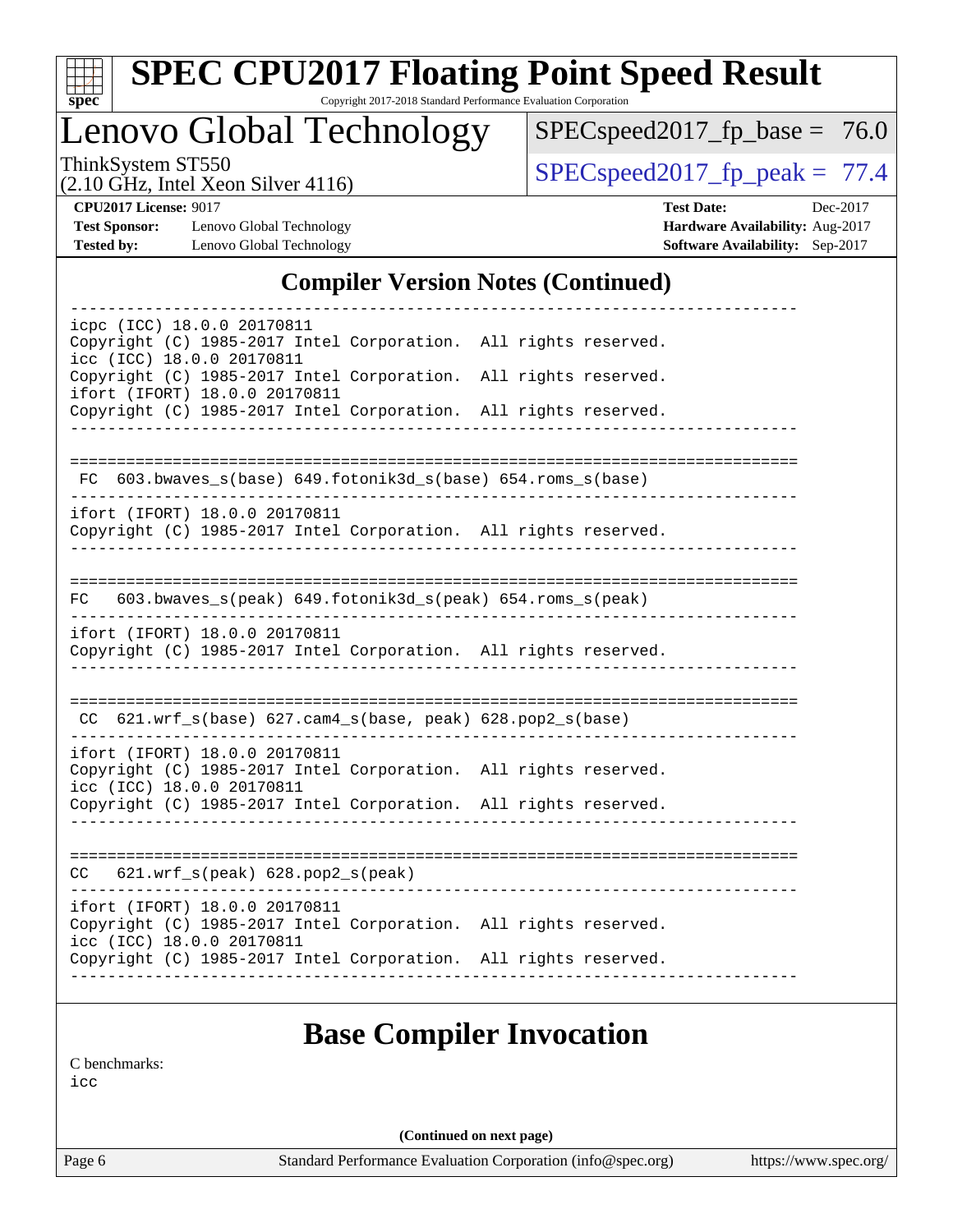## Compiler Version Notes (Continued)

```
------------------------------------------------------------------------------
icpc (ICC) 18.0.0 20170811
Copyright (C) 1985-2017 Intel Corporation.  All rights reserved.
icc (ICC) 18.0.0 20170811
Copyright (C) 1985-2017 Intel Corporation.  All rights reserved.
ifort (IFORT) 18.0.0 20170811
Copyright (C) 1985-2017 Intel Corporation.  All rights reserved.
------------------------------------------------------------------------------

==============================================================================
 FC  603.bwaves_s(base) 649.fotonik3d_s(base) 654.roms_s(base)
------------------------------------------------------------------------------
ifort (IFORT) 18.0.0 20170811
Copyright (C) 1985-2017 Intel Corporation.  All rights reserved.
------------------------------------------------------------------------------

==============================================================================
FC   603.bwaves_s(peak) 649.fotonik3d_s(peak) 654.roms_s(peak)
------------------------------------------------------------------------------
ifort (IFORT) 18.0.0 20170811
Copyright (C) 1985-2017 Intel Corporation.  All rights reserved.
------------------------------------------------------------------------------

==============================================================================
 CC  621.wrf_s(base) 627.cam4_s(base, peak) 628.pop2_s(base)
------------------------------------------------------------------------------
ifort (IFORT) 18.0.0 20170811
Copyright (C) 1985-2017 Intel Corporation.  All rights reserved.
icc (ICC) 18.0.0 20170811
Copyright (C) 1985-2017 Intel Corporation.  All rights reserved.
------------------------------------------------------------------------------

==============================================================================
CC   621.wrf_s(peak) 628.pop2_s(peak)
------------------------------------------------------------------------------
ifort (IFORT) 18.0.0 20170811
Copyright (C) 1985-2017 Intel Corporation.  All rights reserved.
icc (ICC) 18.0.0 20170811
Copyright (C) 1985-2017 Intel Corporation.  All rights reserved.
------------------------------------------------------------------------------
```

## Base Compiler Invocation

C benchmarks:
icc

(Continued on next page)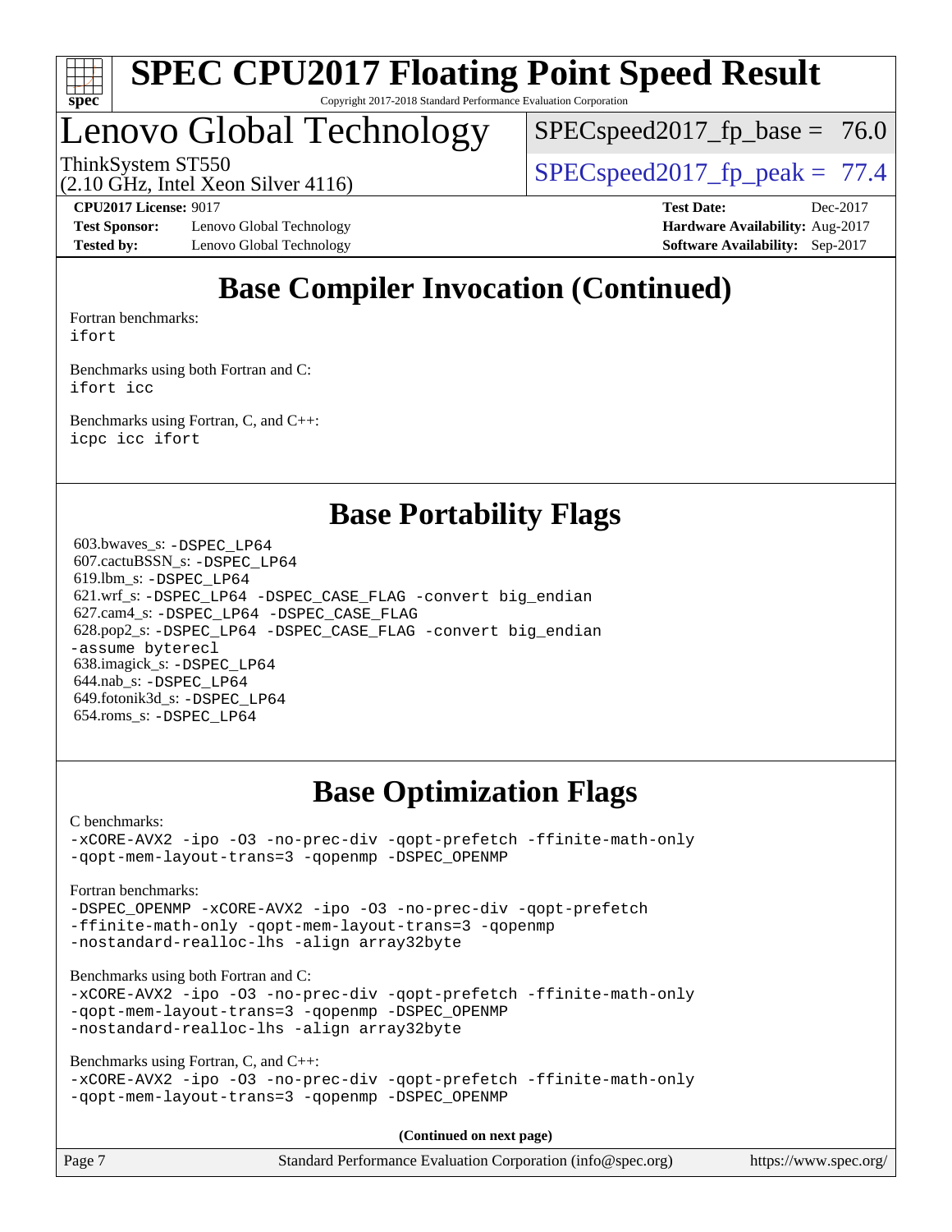# SPEC CPU2017 Floating Point Speed Result

Copyright 2017-2018 Standard Performance Evaluation Corporation

## Lenovo Global Technology

ThinkSystem ST550
(2.10 GHz, Intel Xeon Silver 4116)

SPECspeed2017_fp_base = 76.0

SPECspeed2017_fp_peak = 77.4

**CPU2017 License:** 9017
**Test Sponsor:** Lenovo Global Technology
**Tested by:** Lenovo Global Technology

**Test Date:** Dec-2017
**Hardware Availability:** Aug-2017
**Software Availability:** Sep-2017

## Base Compiler Invocation (Continued)

Fortran benchmarks:
```
ifort
```

Benchmarks using both Fortran and C:
```
ifort icc
```

Benchmarks using Fortran, C, and C++:
```
icpc icc ifort
```

## Base Portability Flags

603.bwaves_s: `-DSPEC_LP64`
607.cactuBSSN_s: `-DSPEC_LP64`
619.lbm_s: `-DSPEC_LP64`
621.wrf_s: `-DSPEC_LP64 -DSPEC_CASE_FLAG -convert big_endian`
627.cam4_s: `-DSPEC_LP64 -DSPEC_CASE_FLAG`
628.pop2_s: `-DSPEC_LP64 -DSPEC_CASE_FLAG -convert big_endian -assume byterecl`
638.imagick_s: `-DSPEC_LP64`
644.nab_s: `-DSPEC_LP64`
649.fotonik3d_s: `-DSPEC_LP64`
654.roms_s: `-DSPEC_LP64`

## Base Optimization Flags

C benchmarks:
```
-xCORE-AVX2 -ipo -O3 -no-prec-div -qopt-prefetch -ffinite-math-only
-qopt-mem-layout-trans=3 -qopenmp -DSPEC_OPENMP
```

Fortran benchmarks:
```
-DSPEC_OPENMP -xCORE-AVX2 -ipo -O3 -no-prec-div -qopt-prefetch
-ffinite-math-only -qopt-mem-layout-trans=3 -qopenmp
-nostandard-realloc-lhs -align array32byte
```

Benchmarks using both Fortran and C:
```
-xCORE-AVX2 -ipo -O3 -no-prec-div -qopt-prefetch -ffinite-math-only
-qopt-mem-layout-trans=3 -qopenmp -DSPEC_OPENMP
-nostandard-realloc-lhs -align array32byte
```

Benchmarks using Fortran, C, and C++:
```
-xCORE-AVX2 -ipo -O3 -no-prec-div -qopt-prefetch -ffinite-math-only
-qopt-mem-layout-trans=3 -qopenmp -DSPEC_OPENMP
```

**(Continued on next page)**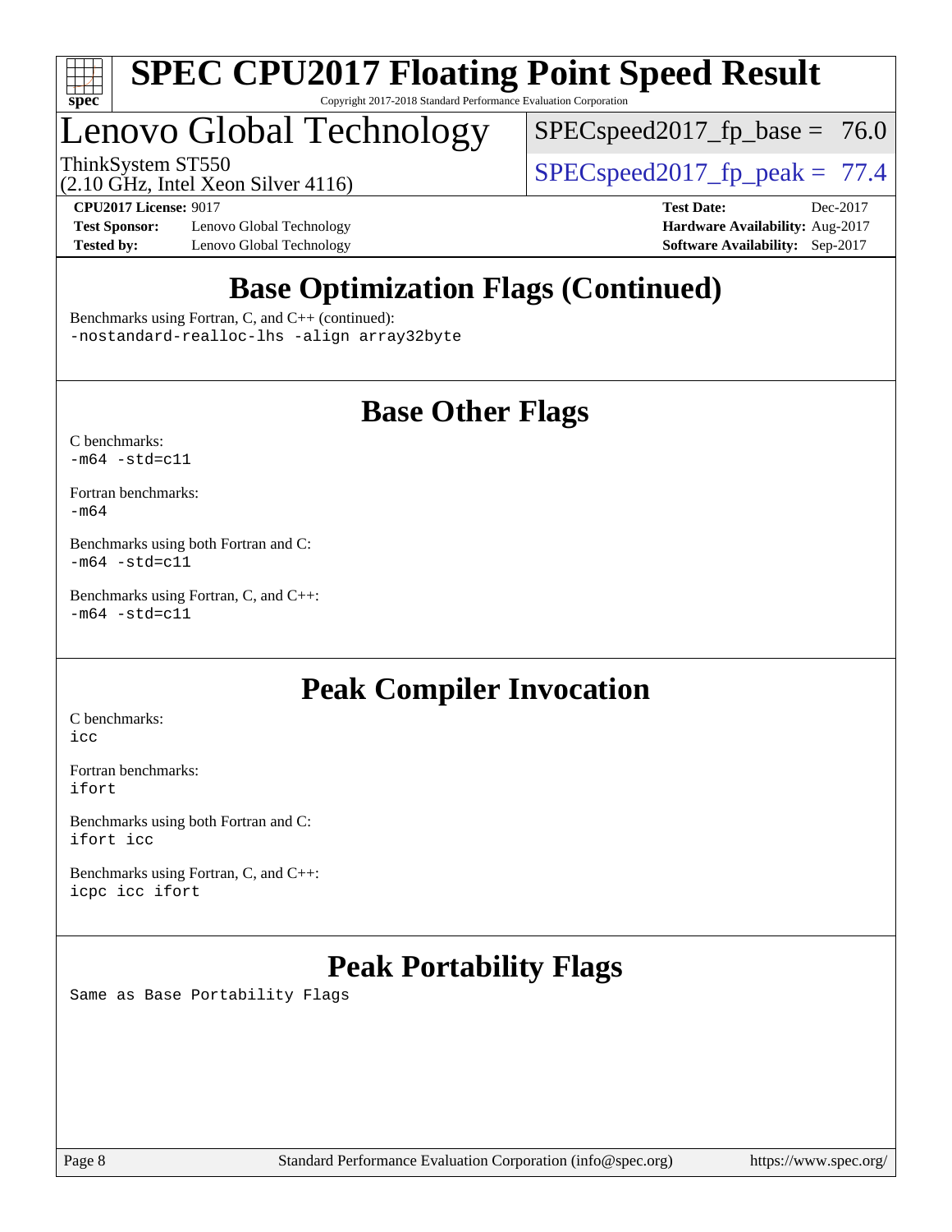# SPEC CPU2017 Floating Point Speed Result

Copyright 2017-2018 Standard Performance Evaluation Corporation

## Lenovo Global Technology

ThinkSystem ST550
(2.10 GHz, Intel Xeon Silver 4116)

SPECspeed2017_fp_base = 76.0

SPECspeed2017_fp_peak = 77.4

**CPU2017 License:** 9017
**Test Sponsor:** Lenovo Global Technology
**Tested by:** Lenovo Global Technology

**Test Date:** Dec-2017
**Hardware Availability:** Aug-2017
**Software Availability:** Sep-2017

## Base Optimization Flags (Continued)

Benchmarks using Fortran, C, and C++ (continued):
`-nostandard-realloc-lhs -align array32byte`

## Base Other Flags

C benchmarks:
`-m64 -std=c11`

Fortran benchmarks:
`-m64`

Benchmarks using both Fortran and C:
`-m64 -std=c11`

Benchmarks using Fortran, C, and C++:
`-m64 -std=c11`

## Peak Compiler Invocation

C benchmarks:
`icc`

Fortran benchmarks:
`ifort`

Benchmarks using both Fortran and C:
`ifort icc`

Benchmarks using Fortran, C, and C++:
`icpc icc ifort`

## Peak Portability Flags

Same as Base Portability Flags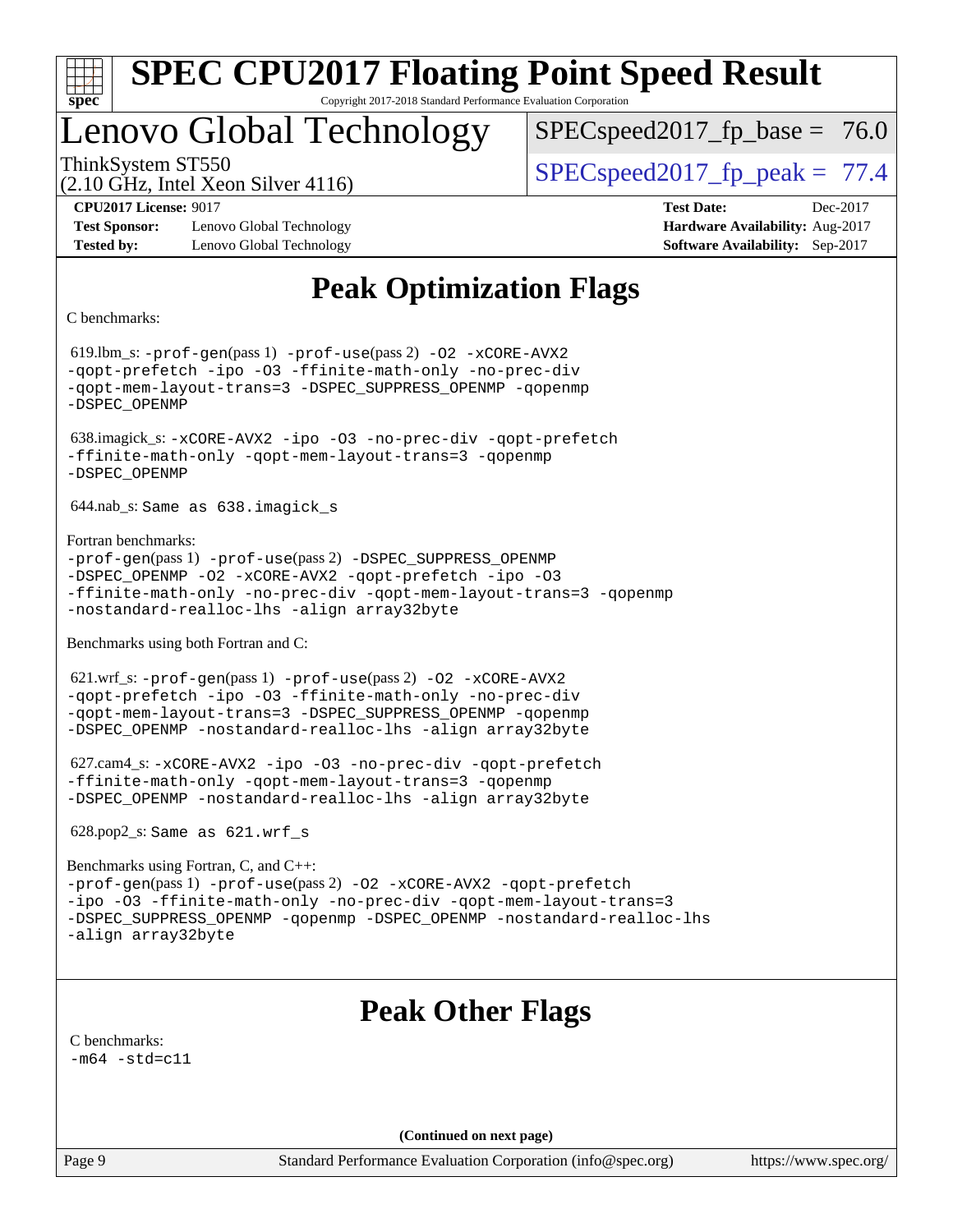# Peak Optimization Flags

C benchmarks:

619.lbm_s: -prof-gen(pass 1) -prof-use(pass 2) -O2 -xCORE-AVX2 -qopt-prefetch -ipo -O3 -ffinite-math-only -no-prec-div -qopt-mem-layout-trans=3 -DSPEC_SUPPRESS_OPENMP -qopenmp -DSPEC_OPENMP

638.imagick_s: -xCORE-AVX2 -ipo -O3 -no-prec-div -qopt-prefetch -ffinite-math-only -qopt-mem-layout-trans=3 -qopenmp -DSPEC_OPENMP

644.nab_s: Same as 638.imagick_s

Fortran benchmarks:

-prof-gen(pass 1) -prof-use(pass 2) -DSPEC_SUPPRESS_OPENMP -DSPEC_OPENMP -O2 -xCORE-AVX2 -qopt-prefetch -ipo -O3 -ffinite-math-only -no-prec-div -qopt-mem-layout-trans=3 -qopenmp -nostandard-realloc-lhs -align array32byte

Benchmarks using both Fortran and C:

621.wrf_s: -prof-gen(pass 1) -prof-use(pass 2) -O2 -xCORE-AVX2 -qopt-prefetch -ipo -O3 -ffinite-math-only -no-prec-div -qopt-mem-layout-trans=3 -DSPEC_SUPPRESS_OPENMP -qopenmp -DSPEC_OPENMP -nostandard-realloc-lhs -align array32byte

627.cam4_s: -xCORE-AVX2 -ipo -O3 -no-prec-div -qopt-prefetch -ffinite-math-only -qopt-mem-layout-trans=3 -qopenmp -DSPEC_OPENMP -nostandard-realloc-lhs -align array32byte

628.pop2_s: Same as 621.wrf_s

Benchmarks using Fortran, C, and C++:

-prof-gen(pass 1) -prof-use(pass 2) -O2 -xCORE-AVX2 -qopt-prefetch -ipo -O3 -ffinite-math-only -no-prec-div -qopt-mem-layout-trans=3 -DSPEC_SUPPRESS_OPENMP -qopenmp -DSPEC_OPENMP -nostandard-realloc-lhs -align array32byte

# Peak Other Flags

C benchmarks:

-m64 -std=c11

**(Continued on next page)**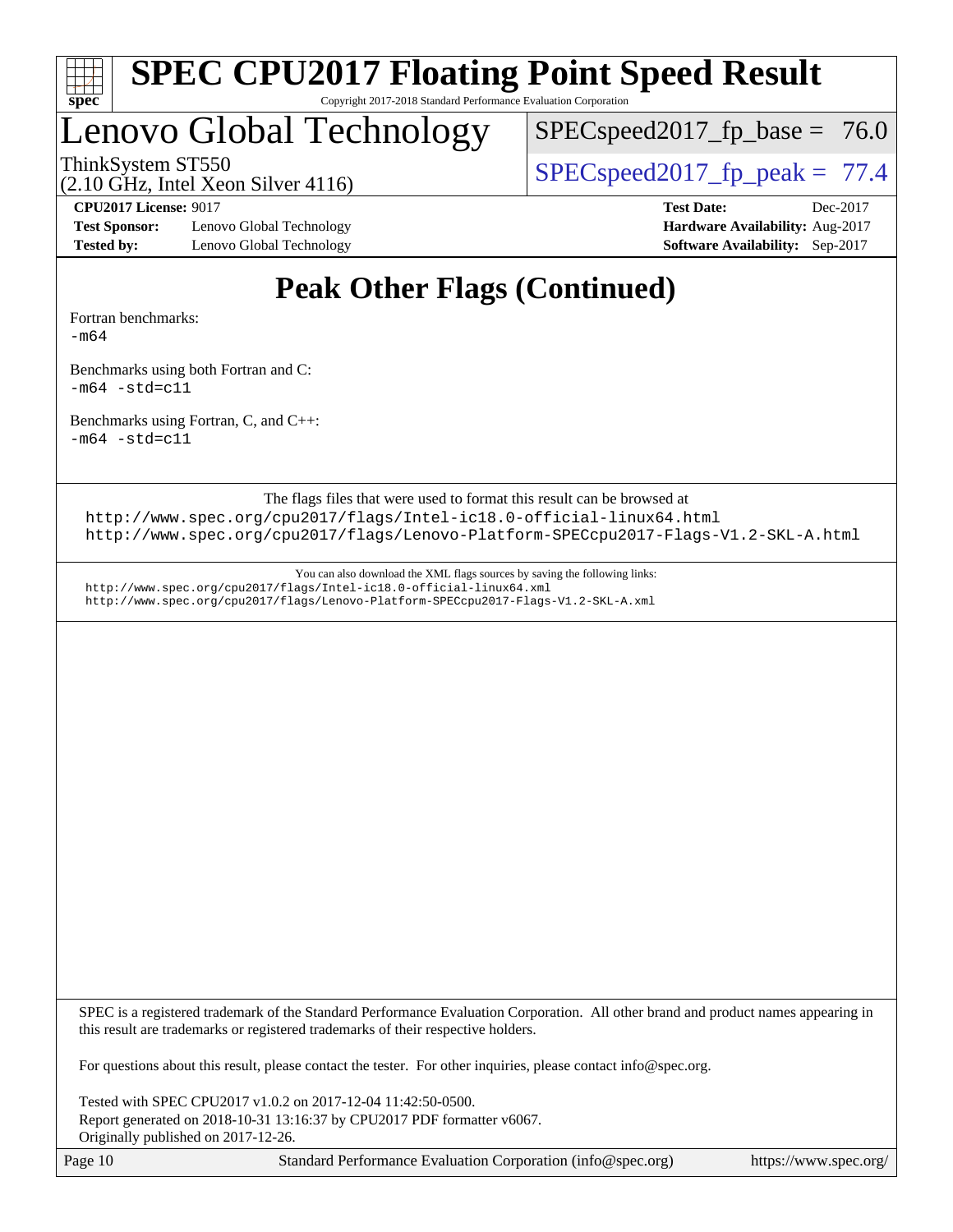# SPEC CPU2017 Floating Point Speed Result

Copyright 2017-2018 Standard Performance Evaluation Corporation

## Lenovo Global Technology

ThinkSystem ST550
(2.10 GHz, Intel Xeon Silver 4116)

SPECspeed2017_fp_base = 76.0

SPECspeed2017_fp_peak = 77.4

**CPU2017 License:** 9017
**Test Sponsor:** Lenovo Global Technology
**Tested by:** Lenovo Global Technology

**Test Date:** Dec-2017
**Hardware Availability:** Aug-2017
**Software Availability:** Sep-2017

## Peak Other Flags (Continued)

Fortran benchmarks:
-m64

Benchmarks using both Fortran and C:
-m64 -std=c11

Benchmarks using Fortran, C, and C++:
-m64 -std=c11

The flags files that were used to format this result can be browsed at
http://www.spec.org/cpu2017/flags/Intel-ic18.0-official-linux64.html
http://www.spec.org/cpu2017/flags/Lenovo-Platform-SPECcpu2017-Flags-V1.2-SKL-A.html

You can also download the XML flags sources by saving the following links:
http://www.spec.org/cpu2017/flags/Intel-ic18.0-official-linux64.xml
http://www.spec.org/cpu2017/flags/Lenovo-Platform-SPECcpu2017-Flags-V1.2-SKL-A.xml

SPEC is a registered trademark of the Standard Performance Evaluation Corporation. All other brand and product names appearing in this result are trademarks or registered trademarks of their respective holders.

For questions about this result, please contact the tester. For other inquiries, please contact info@spec.org.

Tested with SPEC CPU2017 v1.0.2 on 2017-12-04 11:42:50-0500.
Report generated on 2018-10-31 13:16:37 by CPU2017 PDF formatter v6067.
Originally published on 2017-12-26.